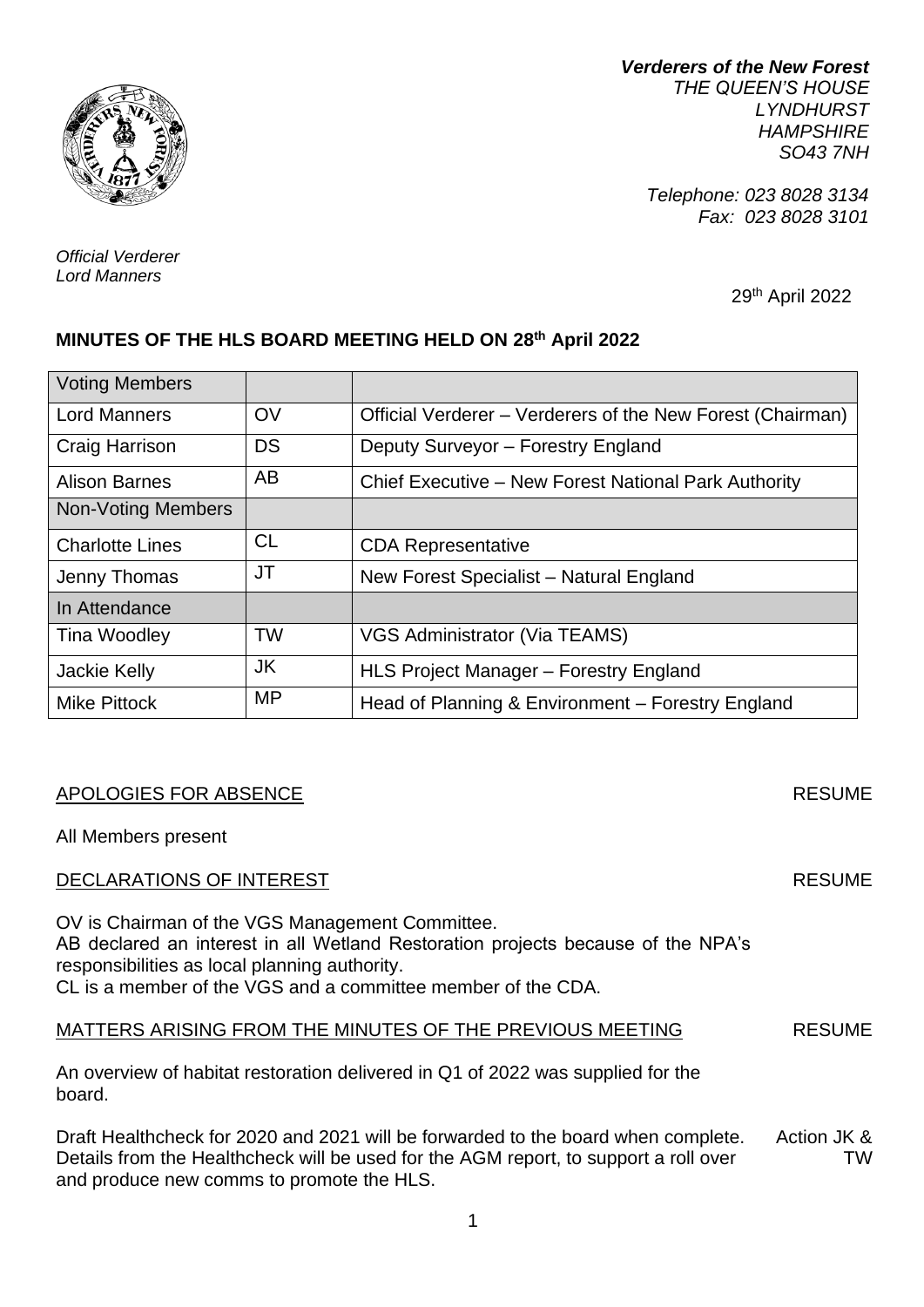***Verderers of the New Forest***
*THE QUEEN'S HOUSE*
*LYNDHURST*
*HAMPSHIRE*
*SO43 7NH*

*Telephone: 023 8028 3134*
*Fax: 023 8028 3101*

*Official Verderer*
*Lord Manners*

29th April 2022

**MINUTES OF THE HLS BOARD MEETING HELD ON 28th April 2022**

| | | |
|---|---|---|
| Voting Members | | |
| Lord Manners | OV | Official Verderer – Verderers of the New Forest (Chairman) |
| Craig Harrison | DS | Deputy Surveyor – Forestry England |
| Alison Barnes | AB | Chief Executive – New Forest National Park Authority |
| Non-Voting Members | | |
| Charlotte Lines | CL | CDA Representative |
| Jenny Thomas | JT | New Forest Specialist – Natural England |
| In Attendance | | |
| Tina Woodley | TW | VGS Administrator (Via TEAMS) |
| Jackie Kelly | JK | HLS Project Manager – Forestry England |
| Mike Pittock | MP | Head of Planning & Environment – Forestry England |

APOLOGIES FOR ABSENCE — RESUME

All Members present

DECLARATIONS OF INTEREST — RESUME

OV is Chairman of the VGS Management Committee.
AB declared an interest in all Wetland Restoration projects because of the NPA's responsibilities as local planning authority.
CL is a member of the VGS and a committee member of the CDA.

MATTERS ARISING FROM THE MINUTES OF THE PREVIOUS MEETING — RESUME

An overview of habitat restoration delivered in Q1 of 2022 was supplied for the board.

Draft Healthcheck for 2020 and 2021 will be forwarded to the board when complete. Details from the Healthcheck will be used for the AGM report, to support a roll over and produce new comms to promote the HLS. — Action JK & TW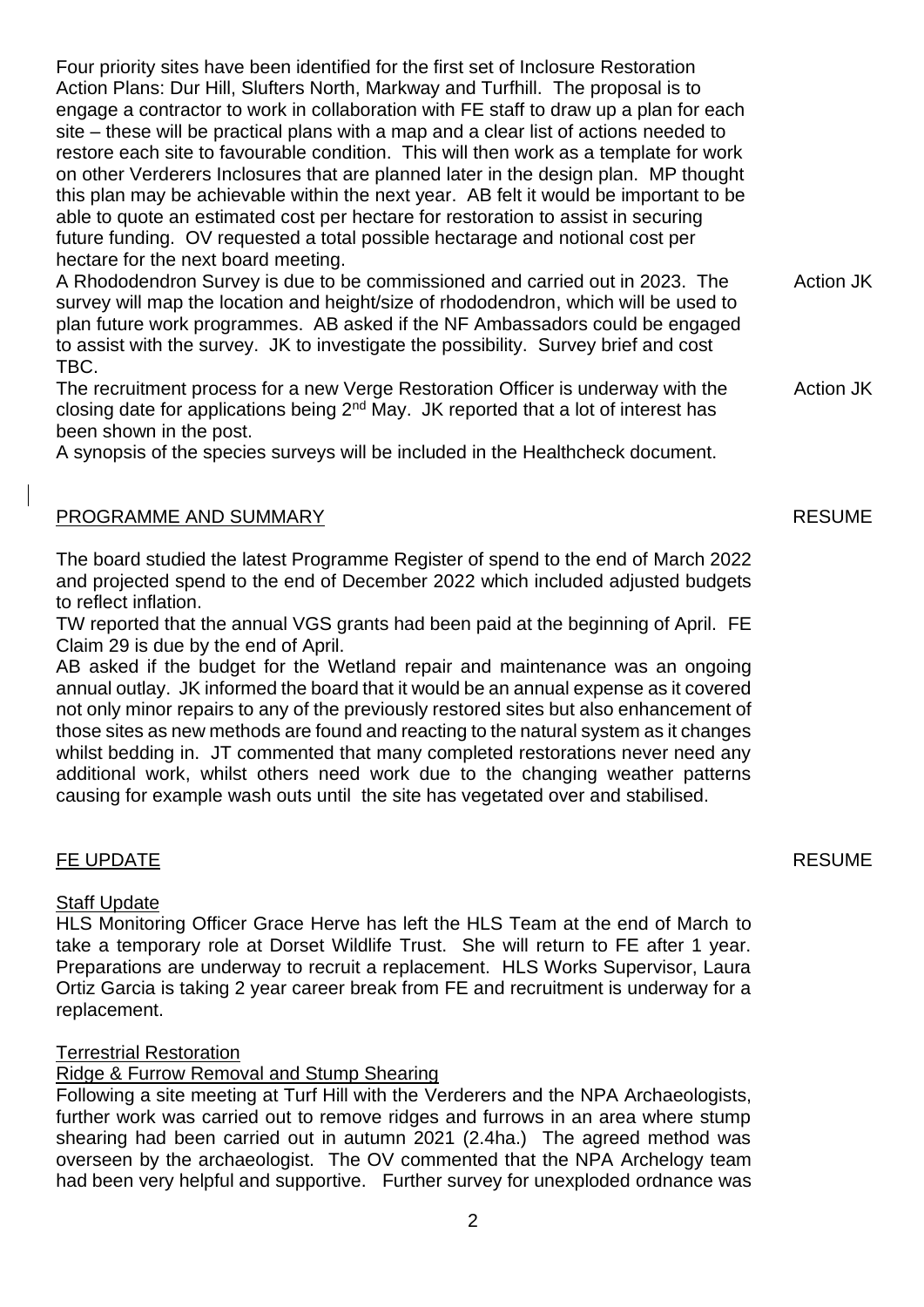Four priority sites have been identified for the first set of Inclosure Restoration Action Plans: Dur Hill, Slufters North, Markway and Turfhill. The proposal is to engage a contractor to work in collaboration with FE staff to draw up a plan for each site – these will be practical plans with a map and a clear list of actions needed to restore each site to favourable condition. This will then work as a template for work on other Verderers Inclosures that are planned later in the design plan. MP thought this plan may be achievable within the next year. AB felt it would be important to be able to quote an estimated cost per hectare for restoration to assist in securing future funding. OV requested a total possible hectarage and notional cost per hectare for the next board meeting.

A Rhododendron Survey is due to be commissioned and carried out in 2023. The survey will map the location and height/size of rhododendron, which will be used to plan future work programmes. AB asked if the NF Ambassadors could be engaged to assist with the survey. JK to investigate the possibility. Survey brief and cost TBC. **Action JK**

The recruitment process for a new Verge Restoration Officer is underway with the closing date for applications being 2nd May. JK reported that a lot of interest has been shown in the post. **Action JK**

A synopsis of the species surveys will be included in the Healthcheck document.

## PROGRAMME AND SUMMARY

RESUME

The board studied the latest Programme Register of spend to the end of March 2022 and projected spend to the end of December 2022 which included adjusted budgets to reflect inflation.

TW reported that the annual VGS grants had been paid at the beginning of April. FE Claim 29 is due by the end of April.

AB asked if the budget for the Wetland repair and maintenance was an ongoing annual outlay. JK informed the board that it would be an annual expense as it covered not only minor repairs to any of the previously restored sites but also enhancement of those sites as new methods are found and reacting to the natural system as it changes whilst bedding in. JT commented that many completed restorations never need any additional work, whilst others need work due to the changing weather patterns causing for example wash outs until the site has vegetated over and stabilised.

## FE UPDATE

RESUME

### Staff Update

HLS Monitoring Officer Grace Herve has left the HLS Team at the end of March to take a temporary role at Dorset Wildlife Trust. She will return to FE after 1 year. Preparations are underway to recruit a replacement. HLS Works Supervisor, Laura Ortiz Garcia is taking 2 year career break from FE and recruitment is underway for a replacement.

### Terrestrial Restoration

#### Ridge & Furrow Removal and Stump Shearing

Following a site meeting at Turf Hill with the Verderers and the NPA Archaeologists, further work was carried out to remove ridges and furrows in an area where stump shearing had been carried out in autumn 2021 (2.4ha.) The agreed method was overseen by the archaeologist. The OV commented that the NPA Archelogy team had been very helpful and supportive. Further survey for unexploded ordnance was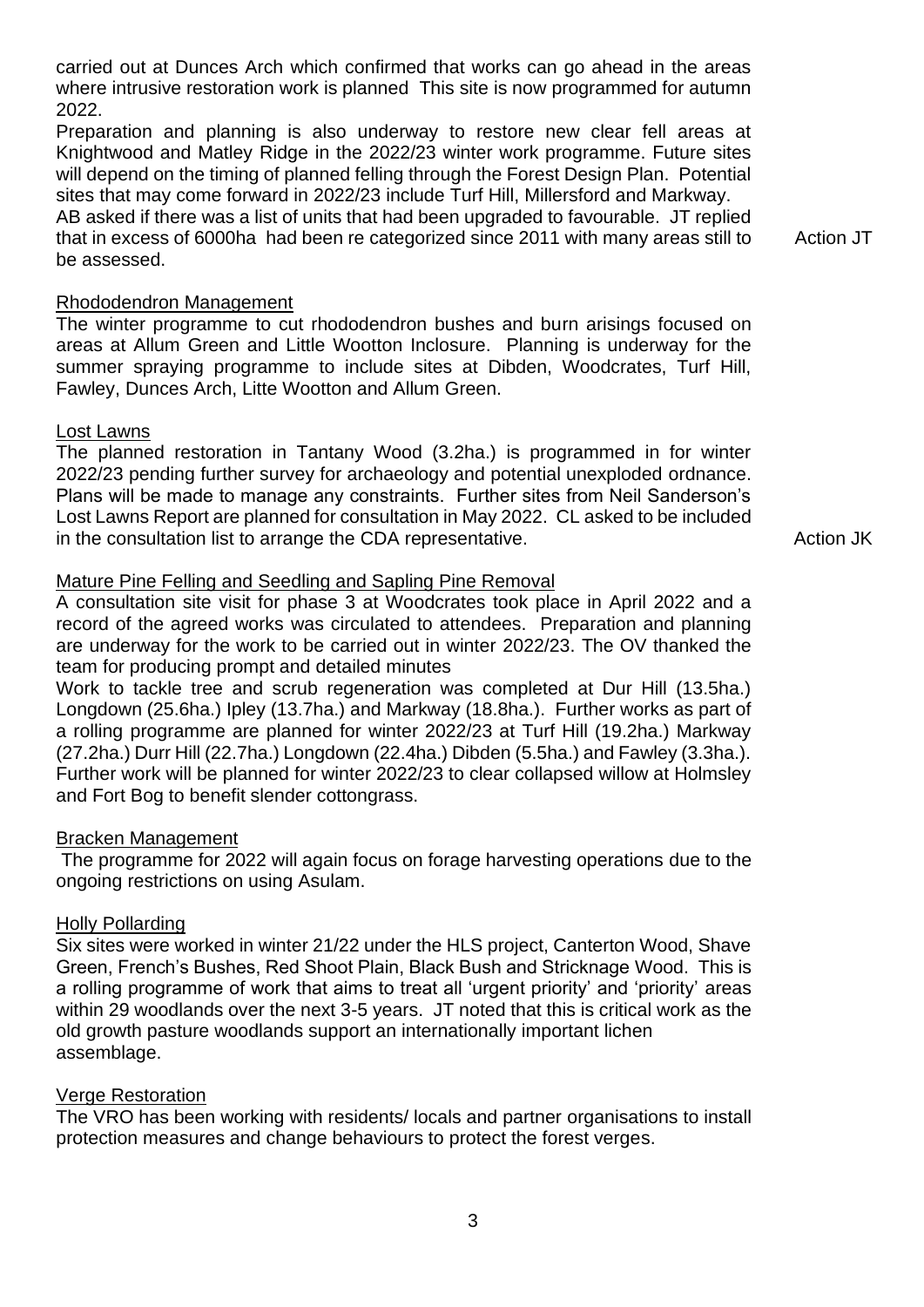carried out at Dunces Arch which confirmed that works can go ahead in the areas where intrusive restoration work is planned This site is now programmed for autumn 2022.

Preparation and planning is also underway to restore new clear fell areas at Knightwood and Matley Ridge in the 2022/23 winter work programme. Future sites will depend on the timing of planned felling through the Forest Design Plan. Potential sites that may come forward in 2022/23 include Turf Hill, Millersford and Markway.

AB asked if there was a list of units that had been upgraded to favourable. JT replied that in excess of 6000ha had been re categorized since 2011 with many areas still to be assessed. **Action JT**

Rhododendron Management

The winter programme to cut rhododendron bushes and burn arisings focused on areas at Allum Green and Little Wootton Inclosure. Planning is underway for the summer spraying programme to include sites at Dibden, Woodcrates, Turf Hill, Fawley, Dunces Arch, Litte Wootton and Allum Green.

Lost Lawns

The planned restoration in Tantany Wood (3.2ha.) is programmed in for winter 2022/23 pending further survey for archaeology and potential unexploded ordnance. Plans will be made to manage any constraints. Further sites from Neil Sanderson's Lost Lawns Report are planned for consultation in May 2022. CL asked to be included in the consultation list to arrange the CDA representative. **Action JK**

Mature Pine Felling and Seedling and Sapling Pine Removal

A consultation site visit for phase 3 at Woodcrates took place in April 2022 and a record of the agreed works was circulated to attendees. Preparation and planning are underway for the work to be carried out in winter 2022/23. The OV thanked the team for producing prompt and detailed minutes

Work to tackle tree and scrub regeneration was completed at Dur Hill (13.5ha.) Longdown (25.6ha.) Ipley (13.7ha.) and Markway (18.8ha.). Further works as part of a rolling programme are planned for winter 2022/23 at Turf Hill (19.2ha.) Markway (27.2ha.) Durr Hill (22.7ha.) Longdown (22.4ha.) Dibden (5.5ha.) and Fawley (3.3ha.). Further work will be planned for winter 2022/23 to clear collapsed willow at Holmsley and Fort Bog to benefit slender cottongrass.

Bracken Management

The programme for 2022 will again focus on forage harvesting operations due to the ongoing restrictions on using Asulam.

Holly Pollarding

Six sites were worked in winter 21/22 under the HLS project, Canterton Wood, Shave Green, French's Bushes, Red Shoot Plain, Black Bush and Stricknage Wood. This is a rolling programme of work that aims to treat all 'urgent priority' and 'priority' areas within 29 woodlands over the next 3-5 years. JT noted that this is critical work as the old growth pasture woodlands support an internationally important lichen assemblage.

Verge Restoration

The VRO has been working with residents/ locals and partner organisations to install protection measures and change behaviours to protect the forest verges.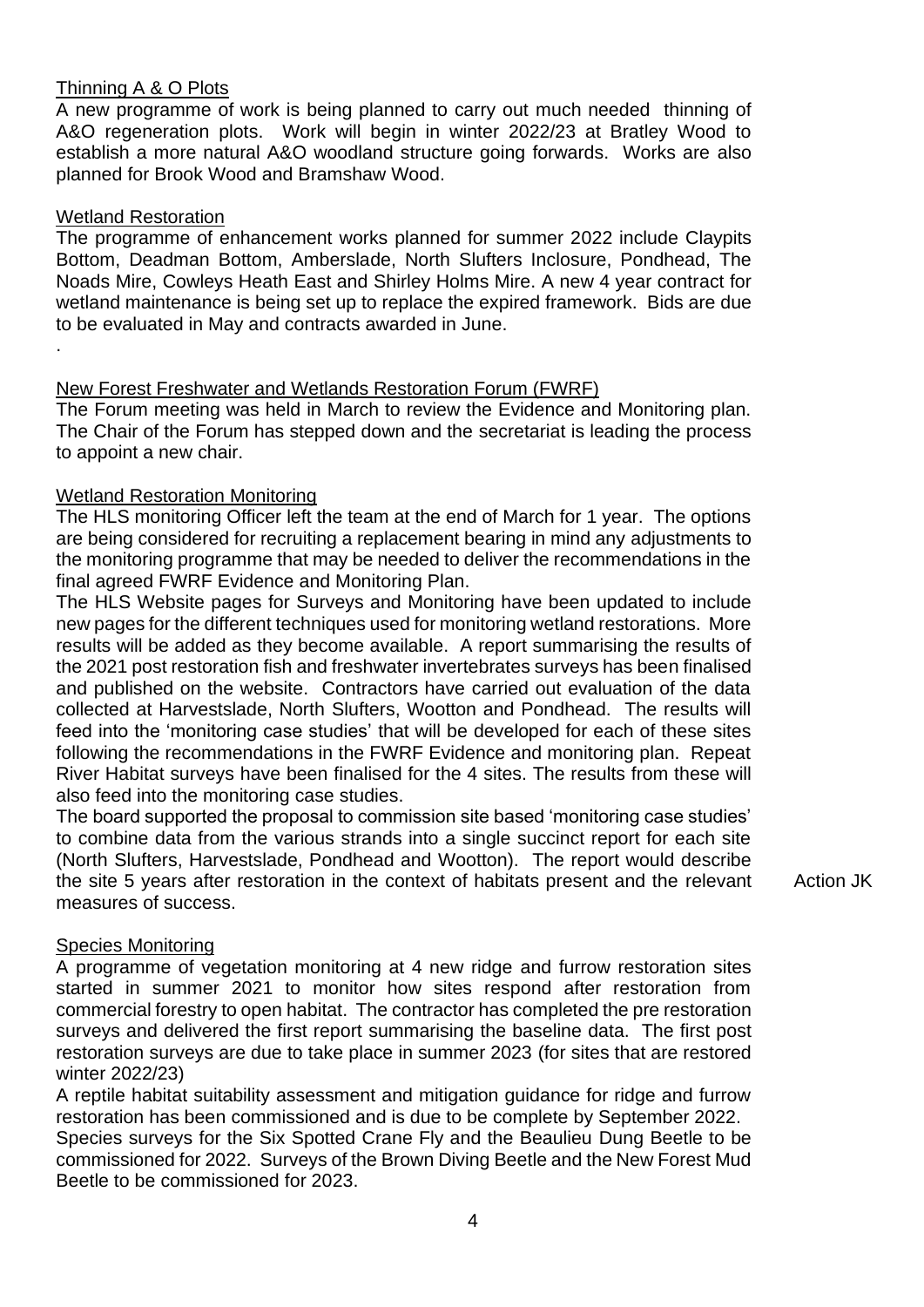Thinning A & O Plots

A new programme of work is being planned to carry out much needed thinning of A&O regeneration plots. Work will begin in winter 2022/23 at Bratley Wood to establish a more natural A&O woodland structure going forwards. Works are also planned for Brook Wood and Bramshaw Wood.

Wetland Restoration

The programme of enhancement works planned for summer 2022 include Claypits Bottom, Deadman Bottom, Amberslade, North Slufters Inclosure, Pondhead, The Noads Mire, Cowleys Heath East and Shirley Holms Mire. A new 4 year contract for wetland maintenance is being set up to replace the expired framework. Bids are due to be evaluated in May and contracts awarded in June.

.

New Forest Freshwater and Wetlands Restoration Forum (FWRF)

The Forum meeting was held in March to review the Evidence and Monitoring plan. The Chair of the Forum has stepped down and the secretariat is leading the process to appoint a new chair.

Wetland Restoration Monitoring

The HLS monitoring Officer left the team at the end of March for 1 year. The options are being considered for recruiting a replacement bearing in mind any adjustments to the monitoring programme that may be needed to deliver the recommendations in the final agreed FWRF Evidence and Monitoring Plan.

The HLS Website pages for Surveys and Monitoring have been updated to include new pages for the different techniques used for monitoring wetland restorations. More results will be added as they become available. A report summarising the results of the 2021 post restoration fish and freshwater invertebrates surveys has been finalised and published on the website. Contractors have carried out evaluation of the data collected at Harvestslade, North Slufters, Wootton and Pondhead. The results will feed into the 'monitoring case studies' that will be developed for each of these sites following the recommendations in the FWRF Evidence and monitoring plan. Repeat River Habitat surveys have been finalised for the 4 sites. The results from these will also feed into the monitoring case studies.

The board supported the proposal to commission site based 'monitoring case studies' to combine data from the various strands into a single succinct report for each site (North Slufters, Harvestslade, Pondhead and Wootton). The report would describe the site 5 years after restoration in the context of habitats present and the relevant measures of success.

Action JK

Species Monitoring

A programme of vegetation monitoring at 4 new ridge and furrow restoration sites started in summer 2021 to monitor how sites respond after restoration from commercial forestry to open habitat. The contractor has completed the pre restoration surveys and delivered the first report summarising the baseline data. The first post restoration surveys are due to take place in summer 2023 (for sites that are restored winter 2022/23)

A reptile habitat suitability assessment and mitigation guidance for ridge and furrow restoration has been commissioned and is due to be complete by September 2022.

Species surveys for the Six Spotted Crane Fly and the Beaulieu Dung Beetle to be commissioned for 2022. Surveys of the Brown Diving Beetle and the New Forest Mud Beetle to be commissioned for 2023.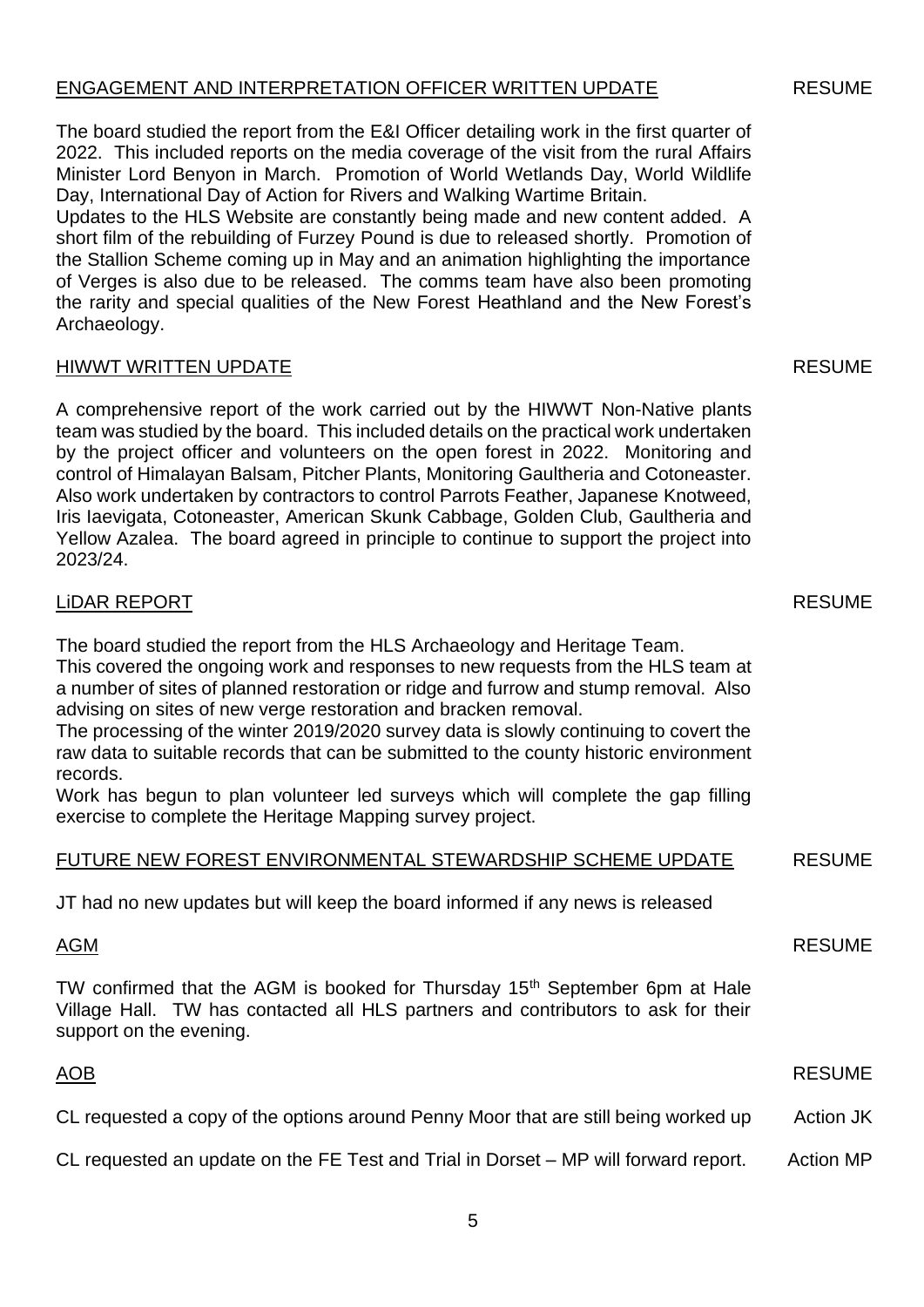## ENGAGEMENT AND INTERPRETATION OFFICER WRITTEN UPDATE

RESUME

The board studied the report from the E&I Officer detailing work in the first quarter of 2022. This included reports on the media coverage of the visit from the rural Affairs Minister Lord Benyon in March. Promotion of World Wetlands Day, World Wildlife Day, International Day of Action for Rivers and Walking Wartime Britain.

Updates to the HLS Website are constantly being made and new content added. A short film of the rebuilding of Furzey Pound is due to released shortly. Promotion of the Stallion Scheme coming up in May and an animation highlighting the importance of Verges is also due to be released. The comms team have also been promoting the rarity and special qualities of the New Forest Heathland and the New Forest's Archaeology.

## HIWWT WRITTEN UPDATE

RESUME

A comprehensive report of the work carried out by the HIWWT Non-Native plants team was studied by the board. This included details on the practical work undertaken by the project officer and volunteers on the open forest in 2022. Monitoring and control of Himalayan Balsam, Pitcher Plants, Monitoring Gaultheria and Cotoneaster. Also work undertaken by contractors to control Parrots Feather, Japanese Knotweed, Iris Iaevigata, Cotoneaster, American Skunk Cabbage, Golden Club, Gaultheria and Yellow Azalea. The board agreed in principle to continue to support the project into 2023/24.

## LiDAR REPORT

RESUME

The board studied the report from the HLS Archaeology and Heritage Team.

This covered the ongoing work and responses to new requests from the HLS team at a number of sites of planned restoration or ridge and furrow and stump removal. Also advising on sites of new verge restoration and bracken removal.

The processing of the winter 2019/2020 survey data is slowly continuing to covert the raw data to suitable records that can be submitted to the county historic environment records.

Work has begun to plan volunteer led surveys which will complete the gap filling exercise to complete the Heritage Mapping survey project.

## FUTURE NEW FOREST ENVIRONMENTAL STEWARDSHIP SCHEME UPDATE

RESUME

JT had no new updates but will keep the board informed if any news is released

## AGM

RESUME

TW confirmed that the AGM is booked for Thursday 15th September 6pm at Hale Village Hall. TW has contacted all HLS partners and contributors to ask for their support on the evening.

## AOB

RESUME

CL requested a copy of the options around Penny Moor that are still being worked up — Action JK

CL requested an update on the FE Test and Trial in Dorset – MP will forward report. — Action MP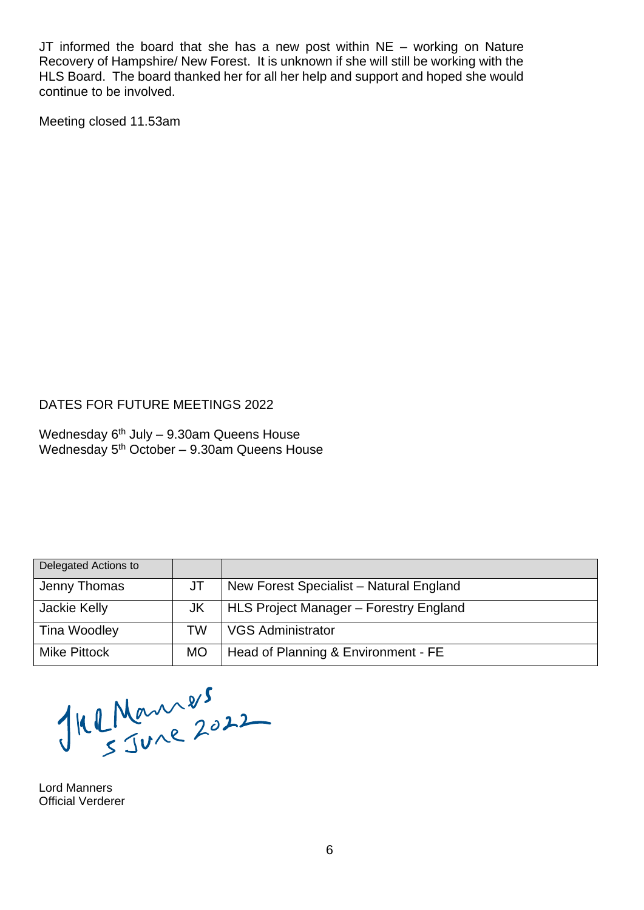JT informed the board that she has a new post within NE – working on Nature Recovery of Hampshire/ New Forest. It is unknown if she will still be working with the HLS Board. The board thanked her for all her help and support and hoped she would continue to be involved.

Meeting closed 11.53am

DATES FOR FUTURE MEETINGS 2022

Wednesday 6th July – 9.30am Queens House
Wednesday 5th October – 9.30am Queens House

| Delegated Actions to | | |
|---|---|---|
| Jenny Thomas | JT | New Forest Specialist – Natural England |
| Jackie Kelly | JK | HLS Project Manager – Forestry England |
| Tina Woodley | TW | VGS Administrator |
| Mike Pittock | MO | Head of Planning & Environment - FE |

JKL Manners
5 June 2022

Lord Manners
Official Verderer